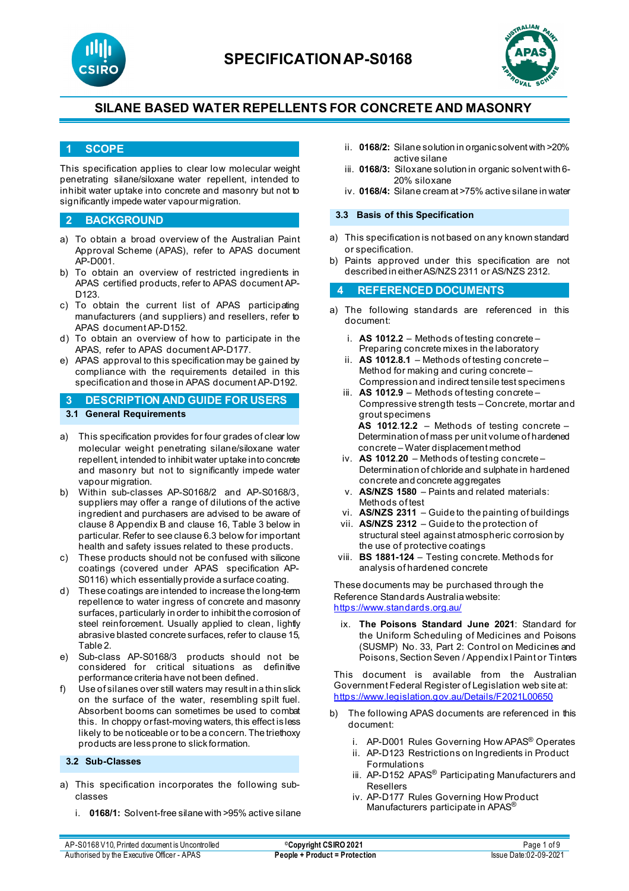# SPECIFICATION AP-S0168

## SILANE BASED WATER REPELLENTS FOR CONCRETE AND MASONRY

## 1 SCOPE

This specification applies to clear low molecular weight penetrating silane/siloxane water repellent, intended to inhibit water uptake into concrete and masonry but not to significantly impede water vapour migration.

## 2 BACKGROUND

a) To obtain a broad overview of the Australian Paint Approval Scheme (APAS), refer to APAS document AP-D001.
b) To obtain an overview of restricted ingredients in APAS certified products, refer to APAS document AP-D123.
c) To obtain the current list of APAS participating manufacturers (and suppliers) and resellers, refer to APAS document AP-D152.
d) To obtain an overview of how to participate in the APAS, refer to APAS document AP-D177.
e) APAS approval to this specification may be gained by compliance with the requirements detailed in this specification and those in APAS document AP-D192.

## 3 DESCRIPTION AND GUIDE FOR USERS

### 3.1 General Requirements

a) This specification provides for four grades of clear low molecular weight penetrating silane/siloxane water repellent, intended to inhibit water uptake into concrete and masonry but not to significantly impede water vapour migration.
b) Within sub-classes AP-S0168/2 and AP-S0168/3, suppliers may offer a range of dilutions of the active ingredient and purchasers are advised to be aware of clause 8 Appendix B and clause 16, Table 3 below in particular. Refer to see clause 6.3 below for important health and safety issues related to these products.
c) These products should not be confused with silicone coatings (covered under APAS specification AP-S0116) which essentially provide a surface coating.
d) These coatings are intended to increase the long-term repellence to water ingress of concrete and masonry surfaces, particularly in order to inhibit the corrosion of steel reinforcement. Usually applied to clean, lightly abrasive blasted concrete surfaces, refer to clause 15, Table 2.
e) Sub-class AP-S0168/3 products should not be considered for critical situations as definitive performance criteria have not been defined.
f) Use of silanes over still waters may result in a thin slick on the surface of the water, resembling spilt fuel. Absorbent booms can sometimes be used to combat this. In choppy or fast-moving waters, this effect is less likely to be noticeable or to be a concern. The triethoxy products are less prone to slick formation.

### 3.2 Sub-Classes

a) This specification incorporates the following sub-classes

   i. **0168/1:** Solvent-free silane with >95% active silane
   ii. **0168/2:** Silane solution in organic solvent with >20% active silane
   iii. **0168/3:** Siloxane solution in organic solvent with 6-20% siloxane
   iv. **0168/4:** Silane cream at >75% active silane in water

### 3.3 Basis of this Specification

a) This specification is not based on any known standard or specification.
b) Paints approved under this specification are not described in either AS/NZS 2311 or AS/NZS 2312.

## 4 REFERENCED DOCUMENTS

a) The following standards are referenced in this document:

   i. **AS 1012.2** – Methods of testing concrete – Preparing concrete mixes in the laboratory
   ii. **AS 1012.8.1** – Methods of testing concrete – Method for making and curing concrete – Compression and indirect tensile test specimens
   iii. **AS 1012.9** – Methods of testing concrete – Compressive strength tests – Concrete, mortar and grout specimens
   **AS 1012.12.2** – Methods of testing concrete – Determination of mass per unit volume of hardened concrete – Water displacement method
   iv. **AS 1012.20** – Methods of testing concrete – Determination of chloride and sulphate in hardened concrete and concrete aggregates
   v. **AS/NZS 1580** – Paints and related materials: Methods of test
   vi. **AS/NZS 2311** – Guide to the painting of buildings
   vii. **AS/NZS 2312** – Guide to the protection of structural steel against atmospheric corrosion by the use of protective coatings
   viii. **BS 1881-124** – Testing concrete. Methods for analysis of hardened concrete

These documents may be purchased through the Reference Standards Australia website: https://www.standards.org.au/

   ix. **The Poisons Standard June 2021**: Standard for the Uniform Scheduling of Medicines and Poisons (SUSMP) No. 33, Part 2: Control on Medicines and Poisons, Section Seven / Appendix I Paint or Tinters

This document is available from the Australian Government Federal Register of Legislation web site at: https://www.legislation.gov.au/Details/F2021L00650

b) The following APAS documents are referenced in this document:

   i. AP-D001 Rules Governing How APAS® Operates
   ii. AP-D123 Restrictions on Ingredients in Product Formulations
   iii. AP-D152 APAS® Participating Manufacturers and Resellers
   iv. AP-D177 Rules Governing How Product Manufacturers participate in APAS®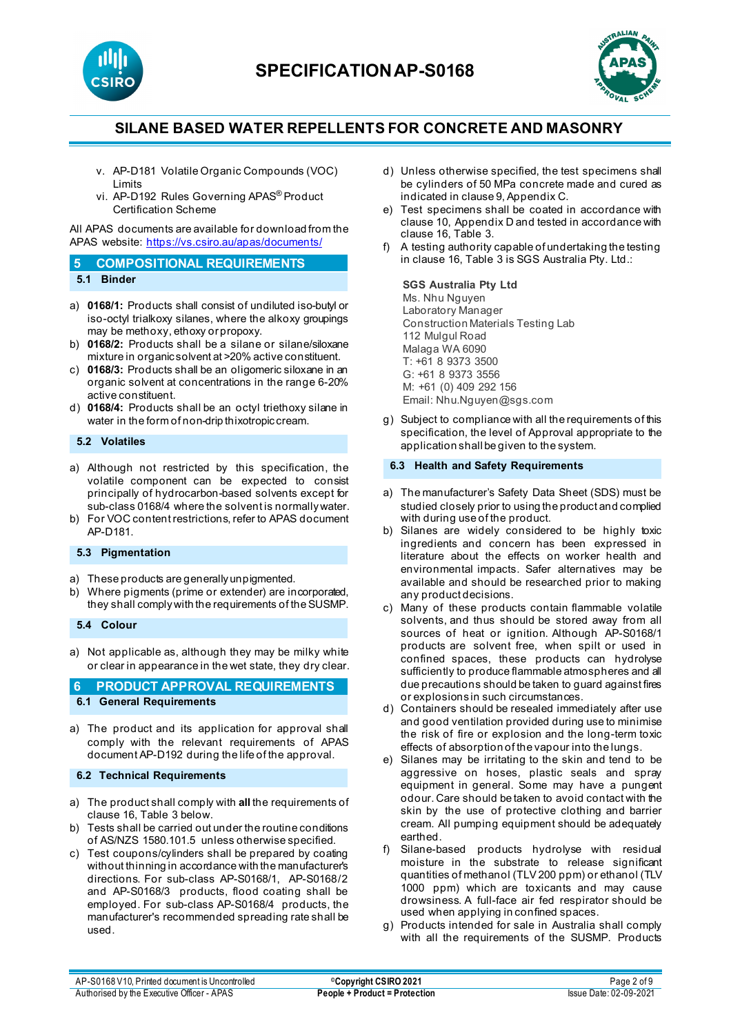v. AP-D181 Volatile Organic Compounds (VOC) Limits
vi. AP-D192 Rules Governing APAS® Product Certification Scheme

All APAS documents are available for download from the APAS website: https://vs.csiro.au/apas/documents/

## 5 COMPOSITIONAL REQUIREMENTS

### 5.1 Binder

a) **0168/1:** Products shall consist of undiluted iso-butyl or iso-octyl trialkoxy silanes, where the alkoxy groupings may be methoxy, ethoxy or propoxy.
b) **0168/2:** Products shall be a silane or silane/siloxane mixture in organic solvent at >20% active constituent.
c) **0168/3:** Products shall be an oligomeric siloxane in an organic solvent at concentrations in the range 6-20% active constituent.
d) **0168/4:** Products shall be an octyl triethoxy silane in water in the form of non-drip thixotropic cream.

### 5.2 Volatiles

a) Although not restricted by this specification, the volatile component can be expected to consist principally of hydrocarbon-based solvents except for sub-class 0168/4 where the solvent is normally water.
b) For VOC content restrictions, refer to APAS document AP-D181.

### 5.3 Pigmentation

a) These products are generally unpigmented.
b) Where pigments (prime or extender) are incorporated, they shall comply with the requirements of the SUSMP.

### 5.4 Colour

a) Not applicable as, although they may be milky white or clear in appearance in the wet state, they dry clear.

## 6 PRODUCT APPROVAL REQUIREMENTS

### 6.1 General Requirements

a) The product and its application for approval shall comply with the relevant requirements of APAS document AP-D192 during the life of the approval.

### 6.2 Technical Requirements

a) The product shall comply with **all** the requirements of clause 16, Table 3 below.
b) Tests shall be carried out under the routine conditions of AS/NZS 1580.101.5 unless otherwise specified.
c) Test coupons/cylinders shall be prepared by coating without thinning in accordance with the manufacturer's directions. For sub-class AP-S0168/1, AP-S0168/2 and AP-S0168/3 products, flood coating shall be employed. For sub-class AP-S0168/4 products, the manufacturer's recommended spreading rate shall be used.
d) Unless otherwise specified, the test specimens shall be cylinders of 50 MPa concrete made and cured as indicated in clause 9, Appendix C.
e) Test specimens shall be coated in accordance with clause 10, Appendix D and tested in accordance with clause 16, Table 3.
f) A testing authority capable of undertaking the testing in clause 16, Table 3 is SGS Australia Pty. Ltd.:

**SGS Australia Pty Ltd**
Ms. Nhu Nguyen
Laboratory Manager
Construction Materials Testing Lab
112 Mulgul Road
Malaga WA 6090
T: +61 8 9373 3500
G: +61 8 9373 3556
M: +61 (0) 409 292 156
Email: Nhu.Nguyen@sgs.com

g) Subject to compliance with all the requirements of this specification, the level of Approval appropriate to the application shall be given to the system.

### 6.3 Health and Safety Requirements

a) The manufacturer's Safety Data Sheet (SDS) must be studied closely prior to using the product and complied with during use of the product.
b) Silanes are widely considered to be highly toxic ingredients and concern has been expressed in literature about the effects on worker health and environmental impacts. Safer alternatives may be available and should be researched prior to making any product decisions.
c) Many of these products contain flammable volatile solvents, and thus should be stored away from all sources of heat or ignition. Although AP-S0168/1 products are solvent free, when spilt or used in confined spaces, these products can hydrolyse sufficiently to produce flammable atmospheres and all due precautions should be taken to guard against fires or explosions in such circumstances.
d) Containers should be resealed immediately after use and good ventilation provided during use to minimise the risk of fire or explosion and the long-term toxic effects of absorption of the vapour into the lungs.
e) Silanes may be irritating to the skin and tend to be aggressive on hoses, plastic seals and spray equipment in general. Some may have a pungent odour. Care should be taken to avoid contact with the skin by the use of protective clothing and barrier cream. All pumping equipment should be adequately earthed.
f) Silane-based products hydrolyse with residual moisture in the substrate to release significant quantities of methanol (TLV 200 ppm) or ethanol (TLV 1000 ppm) which are toxicants and may cause drowsiness. A full-face air fed respirator should be used when applying in confined spaces.
g) Products intended for sale in Australia shall comply with all the requirements of the SUSMP. Products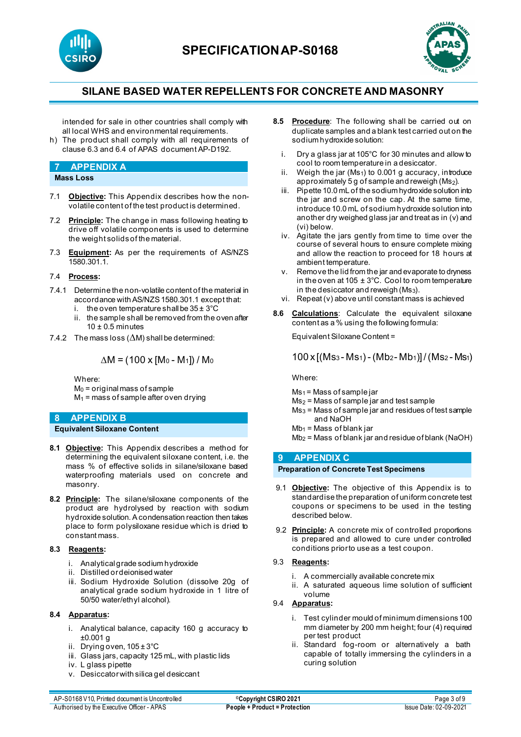intended for sale in other countries shall comply with all local WHS and environmental requirements.

h) The product shall comply with all requirements of clause 6.3 and 6.4 of APAS document AP-D192.

## 7 APPENDIX A

### Mass Loss

7.1 **Objective:** This Appendix describes how the non-volatile content of the test product is determined.

7.2 **Principle:** The change in mass following heating to drive off volatile components is used to determine the weight solids of the material.

7.3 **Equipment:** As per the requirements of AS/NZS 1580.301.1.

7.4 **Process:**

7.4.1 Determine the non-volatile content of the material in accordance with AS/NZS 1580.301.1 except that:

i. the oven temperature shall be 35 ± 3°C
ii. the sample shall be removed from the oven after 10 ± 0.5 minutes

7.4.2 The mass loss ($\Delta M$) shall be determined:

$$\Delta M = (100 \times [M_0 - M_1]) / M_0$$

Where:
$M_0$ = original mass of sample
$M_1$ = mass of sample after oven drying

## 8 APPENDIX B

### Equivalent Siloxane Content

**8.1** **Objective:** This Appendix describes a method for determining the equivalent siloxane content, i.e. the mass % of effective solids in silane/siloxane based waterproofing materials used on concrete and masonry.

**8.2** **Principle:** The silane/siloxane components of the product are hydrolysed by reaction with sodium hydroxide solution. A condensation reaction then takes place to form polysiloxane residue which is dried to constant mass.

**8.3** **Reagents:**

i. Analytical grade sodium hydroxide
ii. Distilled or deionised water
iii. Sodium Hydroxide Solution (dissolve 20g of analytical grade sodium hydroxide in 1 litre of 50/50 water/ethyl alcohol).

**8.4** **Apparatus:**

i. Analytical balance, capacity 160 g accuracy to ±0.001 g
ii. Drying oven, 105 ± 3°C
iii. Glass jars, capacity 125 mL, with plastic lids
iv. L glass pipette
v. Desiccator with silica gel desiccant

**8.5** **Procedure**: The following shall be carried out on duplicate samples and a blank test carried out on the sodium hydroxide solution:

i. Dry a glass jar at 105°C for 30 minutes and allow to cool to room temperature in a desiccator.
ii. Weigh the jar ($Ms_1$) to 0.001 g accuracy, introduce approximately 5 g of sample and reweigh ($Ms_2$).
iii. Pipette 10.0 mL of the sodium hydroxide solution into the jar and screw on the cap. At the same time, introduce 10.0 mL of sodium hydroxide solution into another dry weighed glass jar and treat as in (v) and (vi) below.
iv. Agitate the jars gently from time to time over the course of several hours to ensure complete mixing and allow the reaction to proceed for 18 hours at ambient temperature.
v. Remove the lid from the jar and evaporate to dryness in the oven at 105 ± 3°C. Cool to room temperature in the desiccator and reweigh ($Ms_3$).
vi. Repeat (v) above until constant mass is achieved

**8.6** **Calculations**: Calculate the equivalent siloxane content as a % using the following formula:

Equivalent Siloxane Content =

$$100 \times [(Ms_3 - Ms_1) - (Mb_2 - Mb_1)] / (Ms_2 - Ms_1)$$

Where:

$Ms_1$ = Mass of sample jar
$Ms_2$ = Mass of sample jar and test sample
$Ms_3$ = Mass of sample jar and residues of test sample and NaOH
$Mb_1$ = Mass of blank jar
$Mb_2$ = Mass of blank jar and residue of blank (NaOH)

## 9 APPENDIX C

### Preparation of Concrete Test Specimens

9.1 **Objective:** The objective of this Appendix is to standardise the preparation of uniform concrete test coupons or specimens to be used in the testing described below.

9.2 **Principle:** A concrete mix of controlled proportions is prepared and allowed to cure under controlled conditions prior to use as a test coupon.

9.3 **Reagents:**

i. A commercially available concrete mix
ii. A saturated aqueous lime solution of sufficient volume

9.4 **Apparatus:**

i. Test cylinder mould of minimum dimensions 100 mm diameter by 200 mm height; four (4) required per test product
ii. Standard fog-room or alternatively a bath capable of totally immersing the cylinders in a curing solution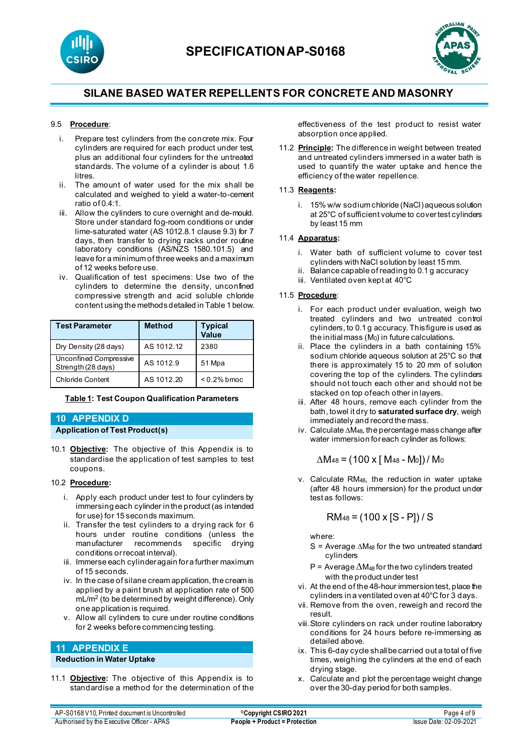9.5 **Procedure**:

i. Prepare test cylinders from the concrete mix. Four cylinders are required for each product under test, plus an additional four cylinders for the untreated standards. The volume of a cylinder is about 1.6 litres.

ii. The amount of water used for the mix shall be calculated and weighed to yield a water-to-cement ratio of 0.4:1.

iii. Allow the cylinders to cure overnight and de-mould. Store under standard fog-room conditions or under lime-saturated water (AS 1012.8.1 clause 9.3) for 7 days, then transfer to drying racks under routine laboratory conditions (AS/NZS 1580.101.5) and leave for a minimum of three weeks and a maximum of 12 weeks before use.

iv. Qualification of test specimens: Use two of the cylinders to determine the density, unconfined compressive strength and acid soluble chloride content using the methods detailed in Table 1 below.

| Test Parameter | Method | Typical Value |
|---|---|---|
| Dry Density (28 days) | AS 1012.12 | 2380 |
| Unconfined Compressive Strength (28 days) | AS 1012.9 | 51 Mpa |
| Chloride Content | AS 1012.20 | < 0.2% bmoc |

**Table 1: Test Coupon Qualification Parameters**

## 10 APPENDIX D

### Application of Test Product(s)

10.1 **Objective:** The objective of this Appendix is to standardise the application of test samples to test coupons.

10.2 **Procedure:**

i. Apply each product under test to four cylinders by immersing each cylinder in the product (as intended for use) for 15 seconds maximum.

ii. Transfer the test cylinders to a drying rack for 6 hours under routine conditions (unless the manufacturer recommends specific drying conditions or recoat interval).

iii. Immerse each cylinder again for a further maximum of 15 seconds.

iv. In the case of silane cream application, the cream is applied by a paint brush at application rate of 500 mL/m$^2$ (to be determined by weight difference). Only one application is required.

v. Allow all cylinders to cure under routine conditions for 2 weeks before commencing testing.

## 11 APPENDIX E

### Reduction in Water Uptake

11.1 **Objective:** The objective of this Appendix is to standardise a method for the determination of the effectiveness of the test product to resist water absorption once applied.

11.2 **Principle:** The difference in weight between treated and untreated cylinders immersed in a water bath is used to quantify the water uptake and hence the efficiency of the water repellence.

11.3 **Reagents:**

i. 15% w/w sodium chloride (NaCl) aqueous solution at 25°C of sufficient volume to cover test cylinders by least 15 mm

11.4 **Apparatus:**

i. Water bath of sufficient volume to cover test cylinders with NaCl solution by least 15 mm.

ii. Balance capable of reading to 0.1 g accuracy

iii. Ventilated oven kept at 40°C

11.5 **Procedure**:

i. For each product under evaluation, weigh two treated cylinders and two untreated control cylinders, to 0.1 g accuracy. This figure is used as the initial mass ($M_0$) in future calculations.

ii. Place the cylinders in a bath containing 15% sodium chloride aqueous solution at 25°C so that there is approximately 15 to 20 mm of solution covering the top of the cylinders. The cylinders should not touch each other and should not be stacked on top of each other in layers.

iii. After 48 hours, remove each cylinder from the bath, towel it dry to **saturated surface dry**, weigh immediately and record the mass.

iv. Calculate $\Delta M_{48}$, the percentage mass change after water immersion for each cylinder as follows:

$$\Delta M_{48} = (100 \times [M_{48} - M_0]) / M_0$$

v. Calculate $RM_{48}$, the reduction in water uptake (after 48 hours immersion) for the product under test as follows:

$$RM_{48} = (100 \times [S - P]) / S$$

where:

S = Average $\Delta M_{48}$ for the two untreated standard cylinders

P = Average $\Delta M_{48}$ for the two cylinders treated with the product under test

vi. At the end of the 48-hour immersion test, place the cylinders in a ventilated oven at 40°C for 3 days.

vii. Remove from the oven, reweigh and record the result.

viii. Store cylinders on rack under routine laboratory conditions for 24 hours before re-immersing as detailed above.

ix. This 6-day cycle shall be carried out a total of five times, weighing the cylinders at the end of each drying stage.

x. Calculate and plot the percentage weight change over the 30-day period for both samples.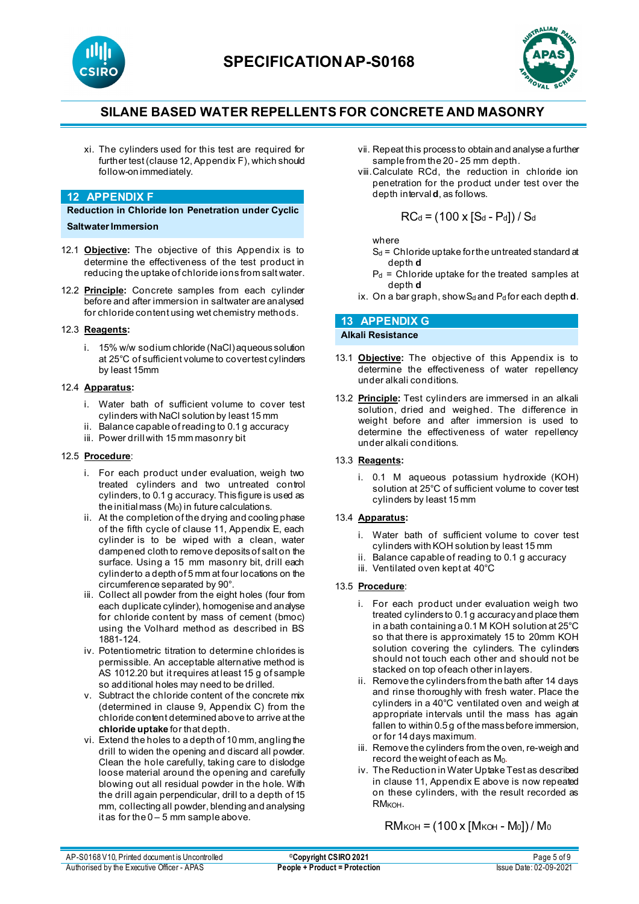xi. The cylinders used for this test are required for further test (clause 12, Appendix F), which should follow-on immediately.

## 12 APPENDIX F

### Reduction in Chloride Ion Penetration under Cyclic Saltwater Immersion

12.1 **Objective:** The objective of this Appendix is to determine the effectiveness of the test product in reducing the uptake of chloride ions from salt water.

12.2 **Principle:** Concrete samples from each cylinder before and after immersion in saltwater are analysed for chloride content using wet chemistry methods.

12.3 **Reagents:**

i. 15% w/w sodium chloride (NaCl) aqueous solution at 25°C of sufficient volume to cover test cylinders by least 15mm

12.4 **Apparatus:**

i. Water bath of sufficient volume to cover test cylinders with NaCl solution by least 15 mm
ii. Balance capable of reading to 0.1 g accuracy
iii. Power drill with 15 mm masonry bit

12.5 **Procedure**:

i. For each product under evaluation, weigh two treated cylinders and two untreated control cylinders, to 0.1 g accuracy. This figure is used as the initial mass ($M_0$) in future calculations.
ii. At the completion of the drying and cooling phase of the fifth cycle of clause 11, Appendix E, each cylinder is to be wiped with a clean, water dampened cloth to remove deposits of salt on the surface. Using a 15 mm masonry bit, drill each cylinder to a depth of 5 mm at four locations on the circumference separated by 90°.
iii. Collect all powder from the eight holes (four from each duplicate cylinder), homogenise and analyse for chloride content by mass of cement (bmoc) using the Volhard method as described in BS 1881-124.
iv. Potentiometric titration to determine chlorides is permissible. An acceptable alternative method is AS 1012.20 but it requires at least 15 g of sample so additional holes may need to be drilled.
v. Subtract the chloride content of the concrete mix (determined in clause 9, Appendix C) from the chloride content determined above to arrive at the **chloride uptake** for that depth.
vi. Extend the holes to a depth of 10 mm, angling the drill to widen the opening and discard all powder. Clean the hole carefully, taking care to dislodge loose material around the opening and carefully blowing out all residual powder in the hole. With the drill again perpendicular, drill to a depth of 15 mm, collecting all powder, blending and analysing it as for the 0 – 5 mm sample above.
vii. Repeat this process to obtain and analyse a further sample from the 20 - 25 mm depth.
viii. Calculate RCd, the reduction in chloride ion penetration for the product under test over the depth interval **d**, as follows.

$$RC_d = (100 \times [S_d - P_d]) / S_d$$

where

$S_d$ = Chloride uptake for the untreated standard at depth **d**

$P_d$ = Chloride uptake for the treated samples at depth **d**

ix. On a bar graph, show $S_d$ and $P_d$ for each depth **d**.

## 13 APPENDIX G

### Alkali Resistance

13.1 **Objective:** The objective of this Appendix is to determine the effectiveness of water repellency under alkali conditions.

13.2 **Principle:** Test cylinders are immersed in an alkali solution, dried and weighed. The difference in weight before and after immersion is used to determine the effectiveness of water repellency under alkali conditions.

13.3 **Reagents:**

i. 0.1 M aqueous potassium hydroxide (KOH) solution at 25°C of sufficient volume to cover test cylinders by least 15 mm

13.4 **Apparatus:**

i. Water bath of sufficient volume to cover test cylinders with KOH solution by least 15 mm
ii. Balance capable of reading to 0.1 g accuracy
iii. Ventilated oven kept at 40°C

13.5 **Procedure**:

i. For each product under evaluation weigh two treated cylinders to 0.1 g accuracy and place them in a bath containing a 0.1 M KOH solution at 25°C so that there is approximately 15 to 20mm KOH solution covering the cylinders. The cylinders should not touch each other and should not be stacked on top of each other in layers.
ii. Remove the cylinders from the bath after 14 days and rinse thoroughly with fresh water. Place the cylinders in a 40°C ventilated oven and weigh at appropriate intervals until the mass has again fallen to within 0.5 g of the mass before immersion, or for 14 days maximum.
iii. Remove the cylinders from the oven, re-weigh and record the weight of each as $M_0$.
iv. The Reduction in Water Uptake Test as described in clause 11, Appendix E above is now repeated on these cylinders, with the result recorded as $RM_{KOH}$.

$$RM_{KOH} = (100 \times [M_{KOH} - M_0]) / M_0$$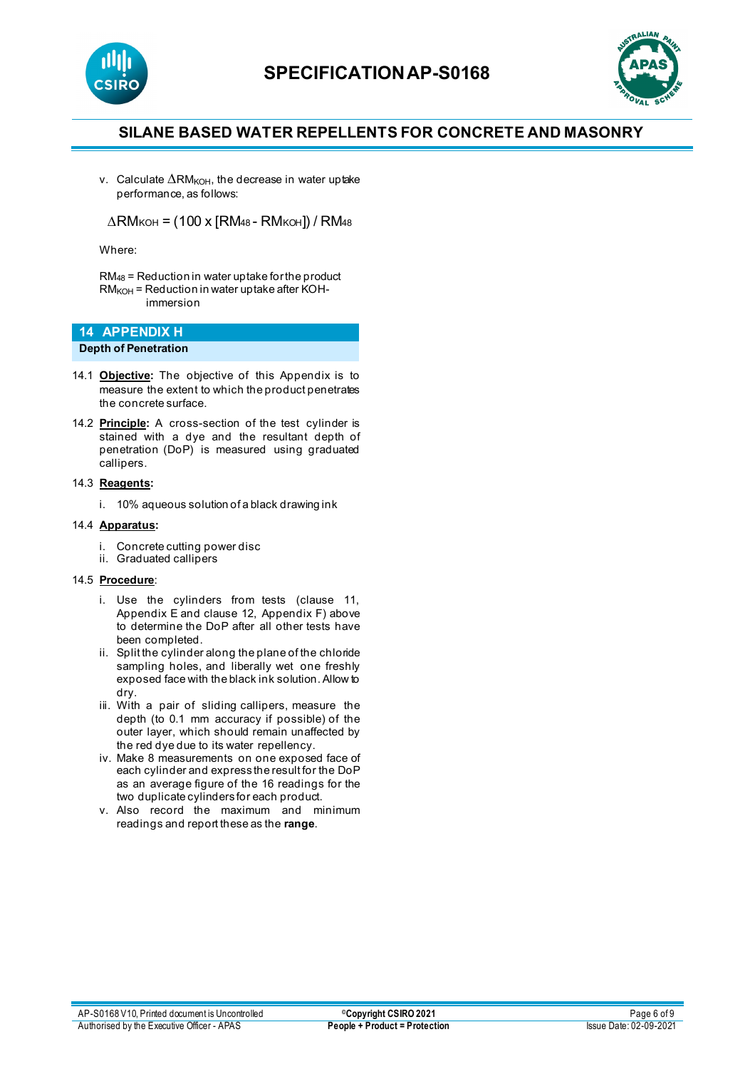v. Calculate $\Delta RM_{KOH}$, the decrease in water uptake performance, as follows:

$$\Delta RM_{KOH} = (100 \times [RM_{48} - RM_{KOH}]) / RM_{48}$$

Where:

$RM_{48}$ = Reduction in water uptake for the product
$RM_{KOH}$ = Reduction in water uptake after KOH-immersion

## 14 APPENDIX H

**Depth of Penetration**

14.1 **Objective:** The objective of this Appendix is to measure the extent to which the product penetrates the concrete surface.

14.2 **Principle:** A cross-section of the test cylinder is stained with a dye and the resultant depth of penetration (DoP) is measured using graduated callipers.

14.3 **Reagents:**

i. 10% aqueous solution of a black drawing ink

14.4 **Apparatus:**

i. Concrete cutting power disc
ii. Graduated callipers

14.5 **Procedure**:

i. Use the cylinders from tests (clause 11, Appendix E and clause 12, Appendix F) above to determine the DoP after all other tests have been completed.
ii. Split the cylinder along the plane of the chloride sampling holes, and liberally wet one freshly exposed face with the black ink solution. Allow to dry.
iii. With a pair of sliding callipers, measure the depth (to 0.1 mm accuracy if possible) of the outer layer, which should remain unaffected by the red dye due to its water repellency.
iv. Make 8 measurements on one exposed face of each cylinder and express the result for the DoP as an average figure of the 16 readings for the two duplicate cylinders for each product.
v. Also record the maximum and minimum readings and report these as the **range**.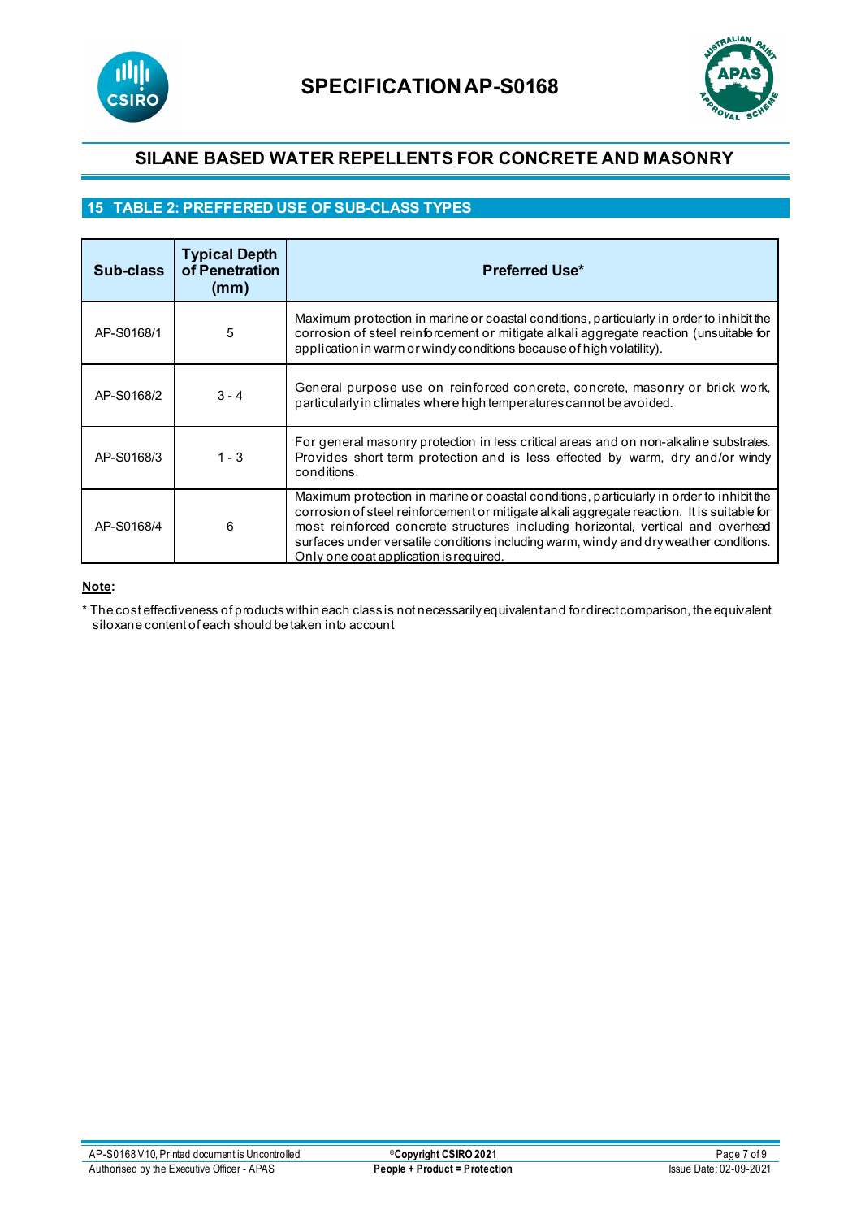## 15 TABLE 2: PREFFERED USE OF SUB-CLASS TYPES

| Sub-class | Typical Depth of Penetration (mm) | Preferred Use* |
|---|---|---|
| AP-S0168/1 | 5 | Maximum protection in marine or coastal conditions, particularly in order to inhibit the corrosion of steel reinforcement or mitigate alkali aggregate reaction (unsuitable for application in warm or windy conditions because of high volatility). |
| AP-S0168/2 | 3 - 4 | General purpose use on reinforced concrete, concrete, masonry or brick work, particularly in climates where high temperatures cannot be avoided. |
| AP-S0168/3 | 1 - 3 | For general masonry protection in less critical areas and on non-alkaline substrates. Provides short term protection and is less effected by warm, dry and/or windy conditions. |
| AP-S0168/4 | 6 | Maximum protection in marine or coastal conditions, particularly in order to inhibit the corrosion of steel reinforcement or mitigate alkali aggregate reaction. It is suitable for most reinforced concrete structures including horizontal, vertical and overhead surfaces under versatile conditions including warm, windy and dry weather conditions. Only one coat application is required. |

**Note:**

* The cost effectiveness of products within each class is not necessarily equivalent and for direct comparison, the equivalent siloxane content of each should be taken into account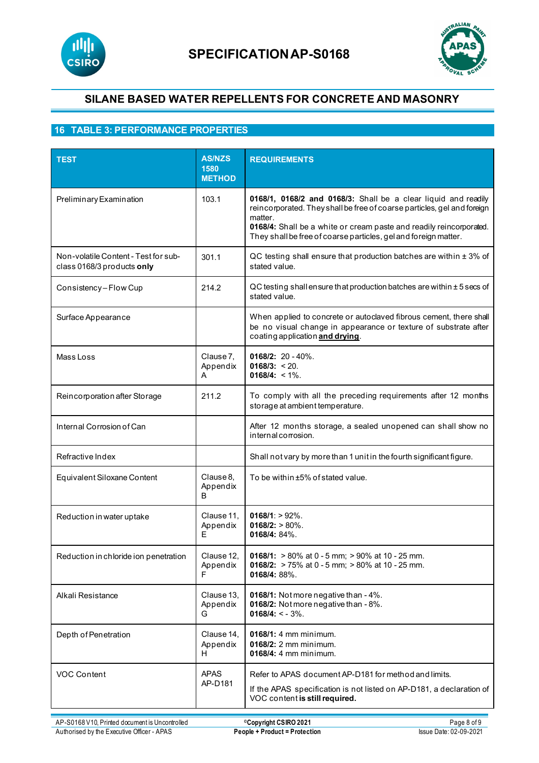## 16 TABLE 3: PERFORMANCE PROPERTIES

| TEST | AS/NZS 1580 METHOD | REQUIREMENTS |
|---|---|---|
| Preliminary Examination | 103.1 | **0168/1, 0168/2 and 0168/3:** Shall be a clear liquid and readily reincorporated. They shall be free of coarse particles, gel and foreign matter.<br>**0168/4:** Shall be a white or cream paste and readily reincorporated. They shall be free of coarse particles, gel and foreign matter. |
| Non-volatile Content - Test for sub-class 0168/3 products **only** | 301.1 | QC testing shall ensure that production batches are within ± 3% of stated value. |
| Consistency – Flow Cup | 214.2 | QC testing shall ensure that production batches are within ± 5 secs of stated value. |
| Surface Appearance | | When applied to concrete or autoclaved fibrous cement, there shall be no visual change in appearance or texture of substrate after coating application **and drying**. |
| Mass Loss | Clause 7, Appendix A | **0168/2:** 20 - 40%.<br>**0168/3:** < 20.<br>**0168/4:** < 1%. |
| Reincorporation after Storage | 211.2 | To comply with all the preceding requirements after 12 months storage at ambient temperature. |
| Internal Corrosion of Can | | After 12 months storage, a sealed unopened can shall show no internal corrosion. |
| Refractive Index | | Shall not vary by more than 1 unit in the fourth significant figure. |
| Equivalent Siloxane Content | Clause 8, Appendix B | To be within ±5% of stated value. |
| Reduction in water uptake | Clause 11, Appendix E | **0168/1**: > 92%.<br>**0168/2:** > 80%.<br>**0168/4:** 84%. |
| Reduction in chloride ion penetration | Clause 12, Appendix F | **0168/1:** > 80% at 0 - 5 mm; > 90% at 10 - 25 mm.<br>**0168/2:** > 75% at 0 - 5 mm; > 80% at 10 - 25 mm.<br>**0168/4:** 88%. |
| Alkali Resistance | Clause 13, Appendix G | **0168/1:** Not more negative than - 4%.<br>**0168/2:** Not more negative than - 8%.<br>**0168/4:** < - 3%. |
| Depth of Penetration | Clause 14, Appendix H | **0168/1:** 4 mm minimum.<br>**0168/2:** 2 mm minimum.<br>**0168/4:** 4 mm minimum. |
| VOC Content | APAS AP-D181 | Refer to APAS document AP-D181 for method and limits.<br>If the APAS specification is not listed on AP-D181, a declaration of VOC content **is still required.** |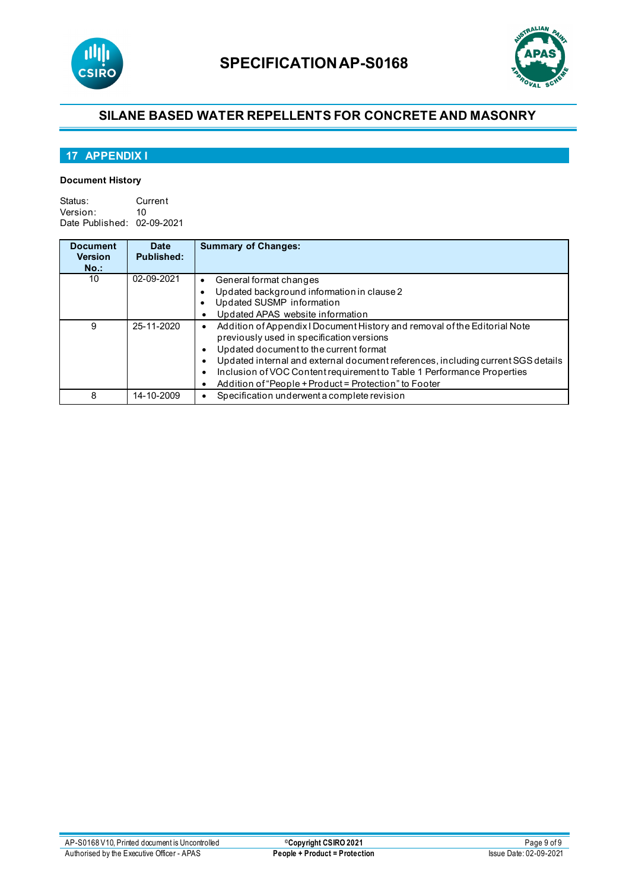## 17 APPENDIX I

**Document History**

Status: Current
Version: 10
Date Published: 02-09-2021

| Document Version No.: | Date Published: | Summary of Changes: |
|---|---|---|
| 10 | 02-09-2021 | • General format changes<br>• Updated background information in clause 2<br>• Updated SUSMP information<br>• Updated APAS website information |
| 9 | 25-11-2020 | • Addition of Appendix I Document History and removal of the Editorial Note previously used in specification versions<br>• Updated document to the current format<br>• Updated internal and external document references, including current SGS details<br>• Inclusion of VOC Content requirement to Table 1 Performance Properties<br>• Addition of "People + Product = Protection" to Footer |
| 8 | 14-10-2009 | • Specification underwent a complete revision |